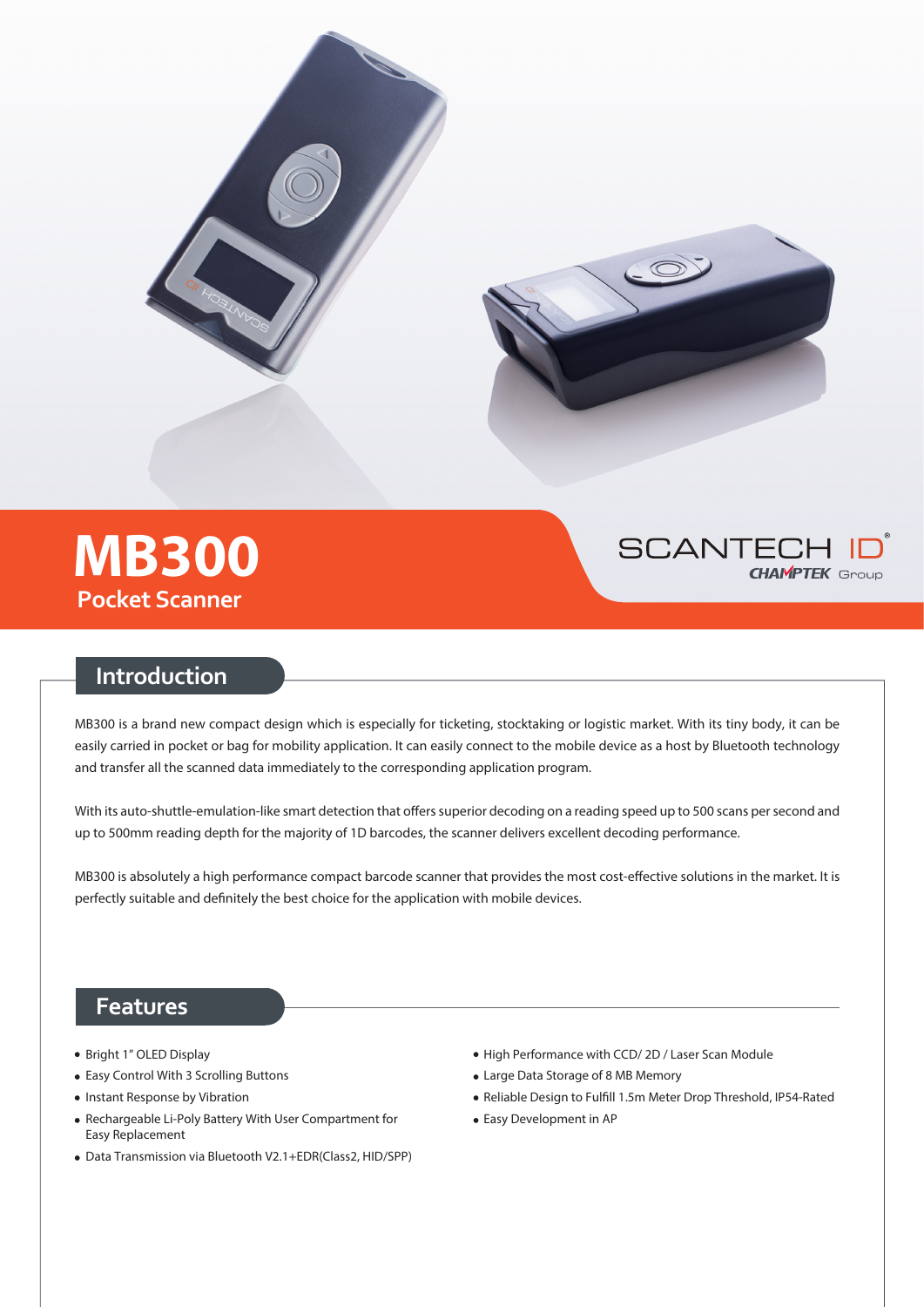# MB300

**Pocket Scanner**

SCANTECH ID®
CHAMPTEK Group

## Introduction

MB300 is a brand new compact design which is especially for ticketing, stocktaking or logistic market. With its tiny body, it can be easily carried in pocket or bag for mobility application. It can easily connect to the mobile device as a host by Bluetooth technology and transfer all the scanned data immediately to the corresponding application program.

With its auto-shuttle-emulation-like smart detection that offers superior decoding on a reading speed up to 500 scans per second and up to 500mm reading depth for the majority of 1D barcodes, the scanner delivers excellent decoding performance.

MB300 is absolutely a high performance compact barcode scanner that provides the most cost-effective solutions in the market. It is perfectly suitable and definitely the best choice for the application with mobile devices.

## Features

- Bright 1" OLED Display
- Easy Control With 3 Scrolling Buttons
- Instant Response by Vibration
- Rechargeable Li-Poly Battery With User Compartment for Easy Replacement
- Data Transmission via Bluetooth V2.1+EDR(Class2, HID/SPP)
- High Performance with CCD/ 2D / Laser Scan Module
- Large Data Storage of 8 MB Memory
- Reliable Design to Fulfill 1.5m Meter Drop Threshold, IP54-Rated
- Easy Development in AP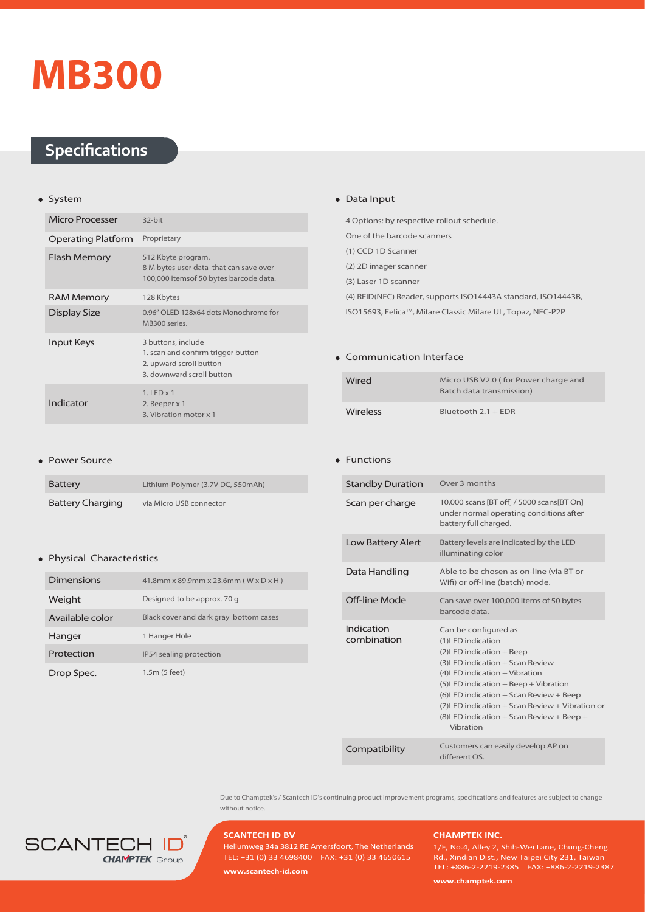# MB300

## Specifications

- System

| | |
|---|---|
| Micro Processer | 32-bit |
| Operating Platform | Proprietary |
| Flash Memory | 512 Kbyte program.<br>8 M bytes user data that can save over 100,000 itemsof 50 bytes barcode data. |
| RAM Memory | 128 Kbytes |
| Display Size | 0.96" OLED 128x64 dots Monochrome for MB300 series. |
| Input Keys | 3 buttons, include<br>1. scan and confirm trigger button<br>2. upward scroll button<br>3. downward scroll button |
| Indicator | 1. LED x 1<br>2. Beeper x 1<br>3. Vibration motor x 1 |

- Power Source

| | |
|---|---|
| Battery | Lithium-Polymer (3.7V DC, 550mAh) |
| Battery Charging | via Micro USB connector |

- Physical Characteristics

| | |
|---|---|
| Dimensions | 41.8mm x 89.9mm x 23.6mm ( W x D x H ) |
| Weight | Designed to be approx. 70 g |
| Available color | Black cover and dark gray bottom cases |
| Hanger | 1 Hanger Hole |
| Protection | IP54 sealing protection |
| Drop Spec. | 1.5m (5 feet) |

- Data Input

4 Options: by respective rollout schedule.

One of the barcode scanners

(1) CCD 1D Scanner

(2) 2D imager scanner

(3) Laser 1D scanner

(4) RFID(NFC) Reader, supports ISO14443A standard, ISO14443B, ISO15693, Felica™, Mifare Classic Mifare UL, Topaz, NFC-P2P

- Communication Interface

| | |
|---|---|
| Wired | Micro USB V2.0 ( for Power charge and Batch data transmission) |
| Wireless | Bluetooth 2.1 + EDR |

- Functions

| | |
|---|---|
| Standby Duration | Over 3 months |
| Scan per charge | 10,000 scans [BT off] / 5000 scans[BT On] under normal operating conditions after battery full charged. |
| Low Battery Alert | Battery levels are indicated by the LED illuminating color |
| Data Handling | Able to be chosen as on-line (via BT or Wifi) or off-line (batch) mode. |
| Off-line Mode | Can save over 100,000 items of 50 bytes barcode data. |
| Indication combination | Can be configured as<br>(1)LED indication<br>(2)LED indication + Beep<br>(3)LED indication + Scan Review<br>(4)LED indication + Vibration<br>(5)LED indication + Beep + Vibration<br>(6)LED indication + Scan Review + Beep<br>(7)LED indication + Scan Review + Vibration or<br>(8)LED indication + Scan Review + Beep + Vibration |
| Compatibility | Customers can easily develop AP on different OS. |

Due to Champtek's / Scantech ID's continuing product improvement programs, specifications and features are subject to change without notice.

SCANTECH ID
CHAMPTEK Group

**SCANTECH ID BV**
Heliumweg 34a 3812 RE Amersfoort, The Netherlands
TEL: +31 (0) 33 4698400 FAX: +31 (0) 33 4650615
**www.scantech-id.com**

**CHAMPTEK INC.**
1/F, No.4, Alley 2, Shih-Wei Lane, Chung-Cheng Rd., Xindian Dist., New Taipei City 231, Taiwan
TEL: +886-2-2219-2385 FAX: +886-2-2219-2387
**www.champtek.com**